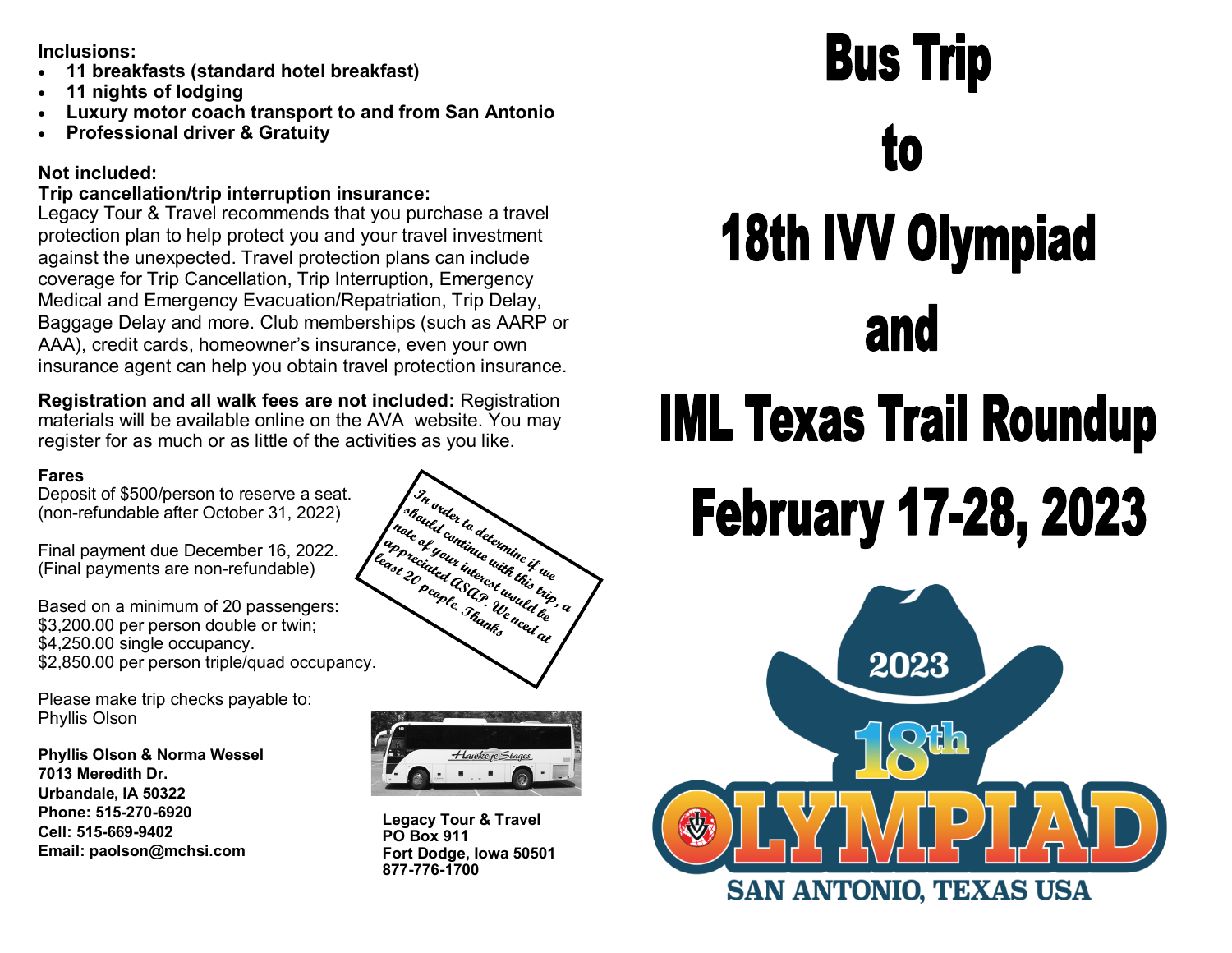# Bus Trip to 18th IVV Olympiad and IML Texas Trail Roundup

## February 17-28, 2023

2023 18th OLYMPIAD SAN ANTONIO, TEXAS USA

**Inclusions:**

- **11 breakfasts (standard hotel breakfast)**
- **11 nights of lodging**
- **Luxury motor coach transport to and from San Antonio**
- **Professional driver & Gratuity**

**Not included:**

**Trip cancellation/trip interruption insurance:**
Legacy Tour & Travel recommends that you purchase a travel protection plan to help protect you and your travel investment against the unexpected. Travel protection plans can include coverage for Trip Cancellation, Trip Interruption, Emergency Medical and Emergency Evacuation/Repatriation, Trip Delay, Baggage Delay and more. Club memberships (such as AARP or AAA), credit cards, homeowner's insurance, even your own insurance agent can help you obtain travel protection insurance.

**Registration and all walk fees are not included:** Registration materials will be available online on the AVA website. You may register for as much or as little of the activities as you like.

**Fares**

Deposit of $500/person to reserve a seat.
(non-refundable after October 31, 2022)

Final payment due December 16, 2022.
(Final payments are non-refundable)

Based on a minimum of 20 passengers:
$3,200.00 per person double or twin;
$4,250.00 single occupancy.
$2,850.00 per person triple/quad occupancy.

*In order to determine if we should continue with this trip, a note of your interest would be appreciated ASAP. We need at least 20 people. Thanks*

Please make trip checks payable to:
Phyllis Olson

**Phyllis Olson & Norma Wessel**
**7013 Meredith Dr.**
**Urbandale, IA 50322**
**Phone: 515-270-6920**
**Cell: 515-669-9402**
**Email: paolson@mchsi.com**

**Legacy Tour & Travel**
**PO Box 911**
**Fort Dodge, Iowa 50501**
**877-776-1700**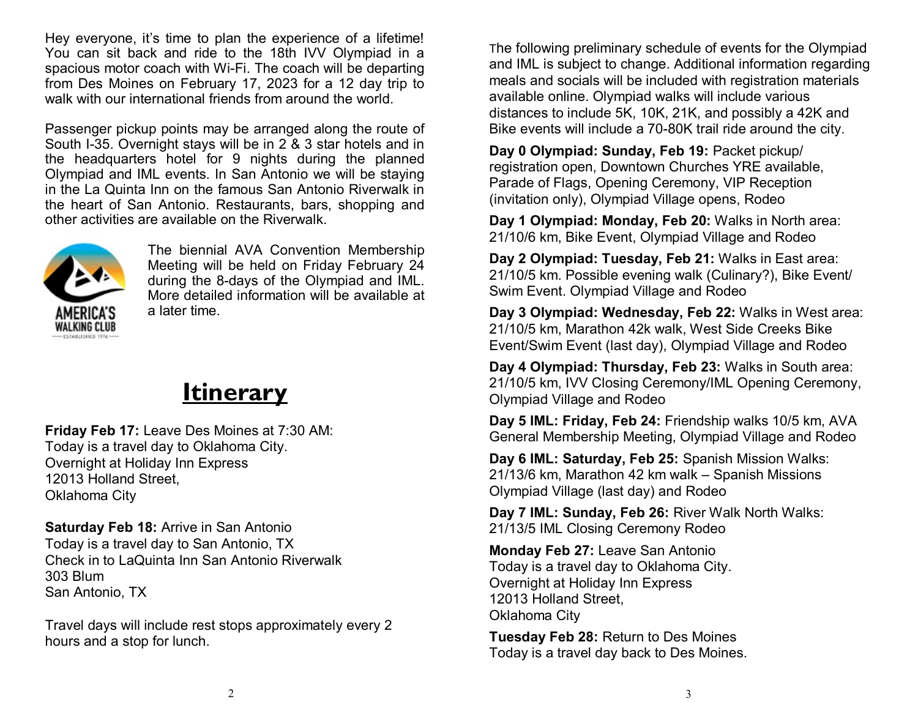Hey everyone, it's time to plan the experience of a lifetime! You can sit back and ride to the 18th IVV Olympiad in a spacious motor coach with Wi-Fi. The coach will be departing from Des Moines on February 17, 2023 for a 12 day trip to walk with our international friends from around the world.

Passenger pickup points may be arranged along the route of South I-35. Overnight stays will be in 2 & 3 star hotels and in the headquarters hotel for 9 nights during the planned Olympiad and IML events. In San Antonio we will be staying in the La Quinta Inn on the famous San Antonio Riverwalk in the heart of San Antonio. Restaurants, bars, shopping and other activities are available on the Riverwalk.

AMERICA'S WALKING CLUB
ESTABLISHED 1976

The biennial AVA Convention Membership Meeting will be held on Friday February 24 during the 8-days of the Olympiad and IML. More detailed information will be available at a later time.

# Itinerary

**Friday Feb 17:** Leave Des Moines at 7:30 AM:
Today is a travel day to Oklahoma City.
Overnight at Holiday Inn Express
12013 Holland Street,
Oklahoma City

**Saturday Feb 18:** Arrive in San Antonio
Today is a travel day to San Antonio, TX
Check in to LaQuinta Inn San Antonio Riverwalk
303 Blum
San Antonio, TX

Travel days will include rest stops approximately every 2 hours and a stop for lunch.

The following preliminary schedule of events for the Olympiad and IML is subject to change. Additional information regarding meals and socials will be included with registration materials available online. Olympiad walks will include various distances to include 5K, 10K, 21K, and possibly a 42K and Bike events will include a 70-80K trail ride around the city.

**Day 0 Olympiad: Sunday, Feb 19:** Packet pickup/ registration open, Downtown Churches YRE available, Parade of Flags, Opening Ceremony, VIP Reception (invitation only), Olympiad Village opens, Rodeo

**Day 1 Olympiad: Monday, Feb 20:** Walks in North area: 21/10/6 km, Bike Event, Olympiad Village and Rodeo

**Day 2 Olympiad: Tuesday, Feb 21:** Walks in East area: 21/10/5 km. Possible evening walk (Culinary?), Bike Event/ Swim Event. Olympiad Village and Rodeo

**Day 3 Olympiad: Wednesday, Feb 22:** Walks in West area: 21/10/5 km, Marathon 42k walk, West Side Creeks Bike Event/Swim Event (last day), Olympiad Village and Rodeo

**Day 4 Olympiad: Thursday, Feb 23:** Walks in South area: 21/10/5 km, IVV Closing Ceremony/IML Opening Ceremony, Olympiad Village and Rodeo

**Day 5 IML: Friday, Feb 24:** Friendship walks 10/5 km, AVA General Membership Meeting, Olympiad Village and Rodeo

**Day 6 IML: Saturday, Feb 25:** Spanish Mission Walks: 21/13/6 km, Marathon 42 km walk – Spanish Missions Olympiad Village (last day) and Rodeo

**Day 7 IML: Sunday, Feb 26:** River Walk North Walks: 21/13/5 IML Closing Ceremony Rodeo

**Monday Feb 27:** Leave San Antonio
Today is a travel day to Oklahoma City.
Overnight at Holiday Inn Express
12013 Holland Street,
Oklahoma City

**Tuesday Feb 28:** Return to Des Moines
Today is a travel day back to Des Moines.